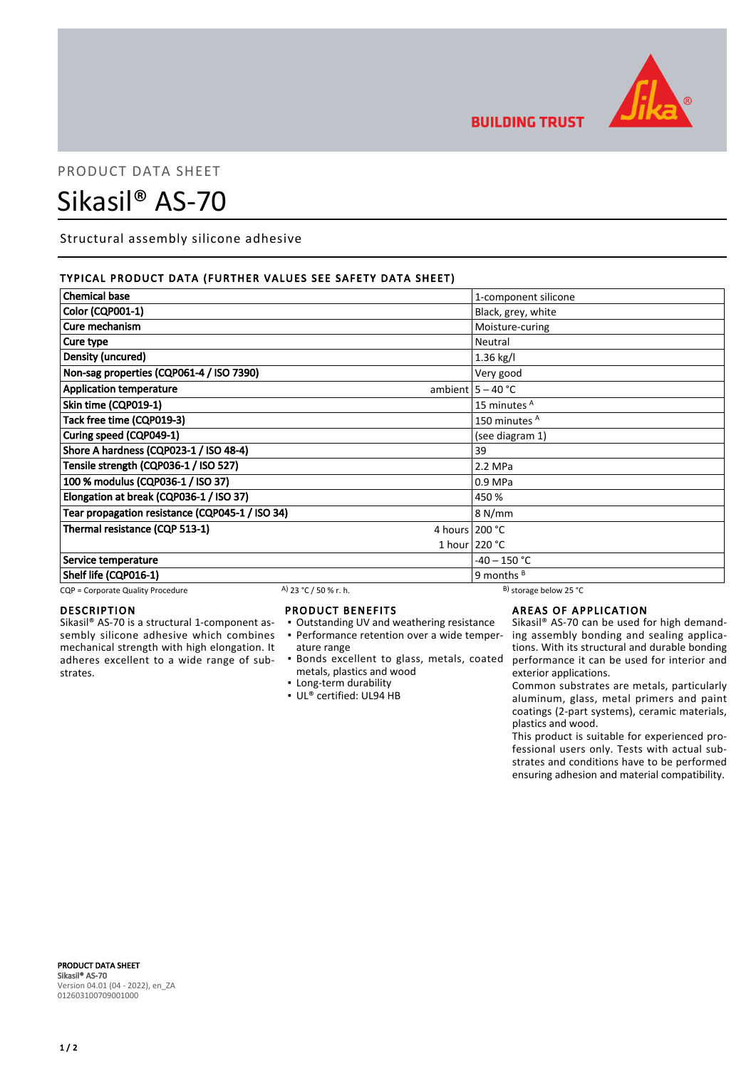BUILDING TRUST

PRODUCT DATA SHEET

# Sikasil® AS-70

Structural assembly silicone adhesive

## TYPICAL PRODUCT DATA (FURTHER VALUES SEE SAFETY DATA SHEET)

| Property | | Value |
|---|---|---|
| **Chemical base** | | 1-component silicone |
| **Color (CQP001-1)** | | Black, grey, white |
| **Cure mechanism** | | Moisture-curing |
| **Cure type** | | Neutral |
| **Density (uncured)** | | 1.36 kg/l |
| **Non-sag properties (CQP061-4 / ISO 7390)** | | Very good |
| **Application temperature** | ambient | 5 – 40 °C |
| **Skin time (CQP019-1)** | | 15 minutes [A] |
| **Tack free time (CQP019-3)** | | 150 minutes [A] |
| **Curing speed (CQP049-1)** | | (see diagram 1) |
| **Shore A hardness (CQP023-1 / ISO 48-4)** | | 39 |
| **Tensile strength (CQP036-1 / ISO 527)** | | 2.2 MPa |
| **100 % modulus (CQP036-1 / ISO 37)** | | 0.9 MPa |
| **Elongation at break (CQP036-1 / ISO 37)** | | 450 % |
| **Tear propagation resistance (CQP045-1 / ISO 34)** | | 8 N/mm |
| **Thermal resistance (CQP 513-1)** | 4 hours | 200 °C |
| | 1 hour | 220 °C |
| **Service temperature** | | -40 – 150 °C |
| **Shelf life (CQP016-1)** | | 9 months [B] |

CQP = Corporate Quality Procedure A) 23 °C / 50 % r. h. B) storage below 25 °C

## DESCRIPTION

Sikasil® AS-70 is a structural 1-component assembly silicone adhesive which combines mechanical strength with high elongation. It adheres excellent to a wide range of substrates.

## PRODUCT BENEFITS

- Outstanding UV and weathering resistance
- Performance retention over a wide temperature range
- Bonds excellent to glass, metals, coated metals, plastics and wood
- Long-term durability
- UL® certified: UL94 HB

## AREAS OF APPLICATION

Sikasil® AS-70 can be used for high demanding assembly bonding and sealing applications. With its structural and durable bonding performance it can be used for interior and exterior applications.

Common substrates are metals, particularly aluminum, glass, metal primers and paint coatings (2-part systems), ceramic materials, plastics and wood.

This product is suitable for experienced professional users only. Tests with actual substrates and conditions have to be performed ensuring adhesion and material compatibility.

**PRODUCT DATA SHEET**
**Sikasil® AS-70**
Version 04.01 (04 - 2022), en_ZA
012603100709001000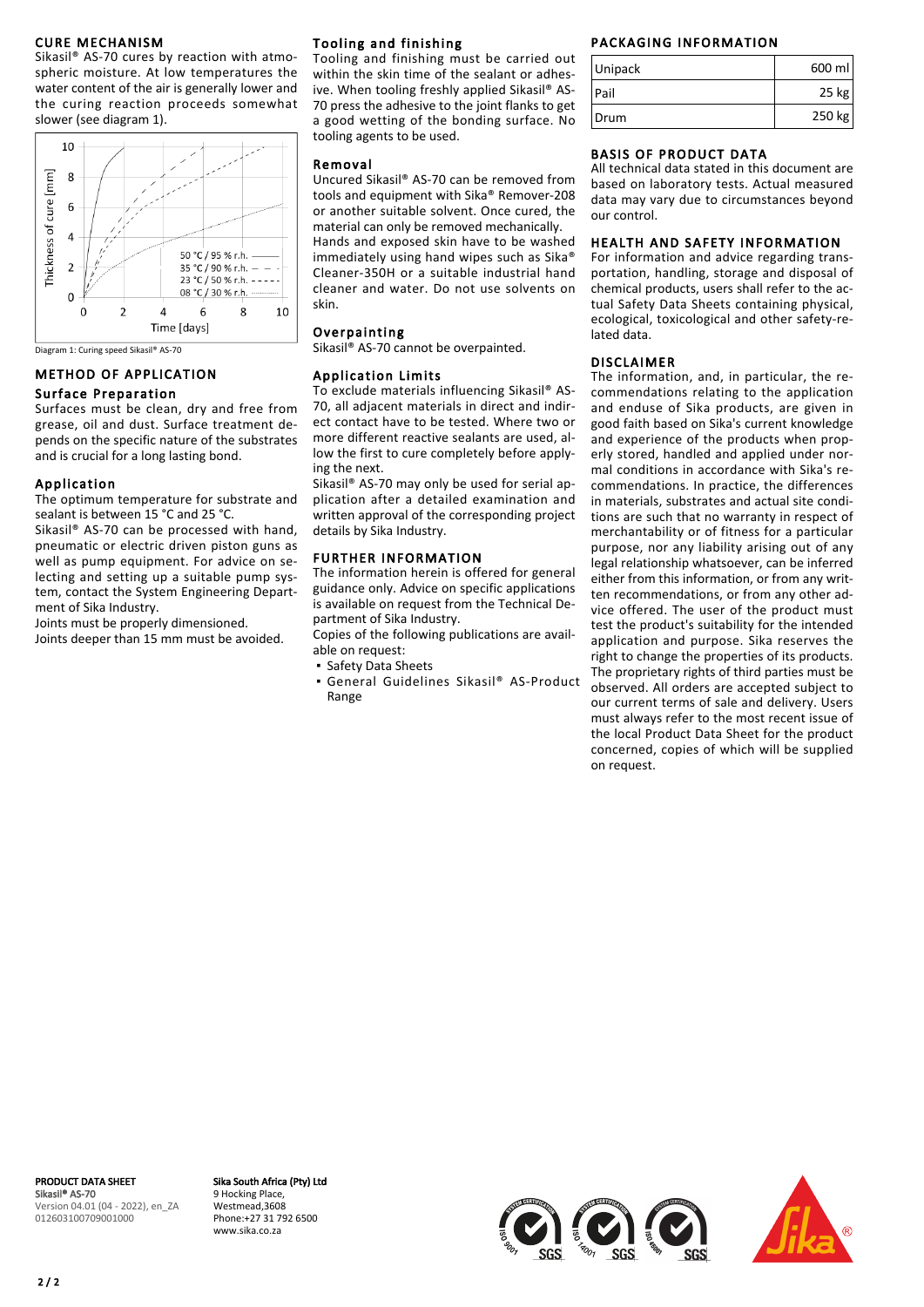## CURE MECHANISM

Sikasil® AS-70 cures by reaction with atmospheric moisture. At low temperatures the water content of the air is generally lower and the curing reaction proceeds somewhat slower (see diagram 1).

Thickness of cure [mm]
10
8
6
4
2
0
0 2 4 6 8 10
Time [days]
50 °C / 95 % r.h.
35 °C / 90 % r.h.
23 °C / 50 % r.h.
08 °C / 30 % r.h.

Diagram 1: Curing speed Sikasil® AS-70

## METHOD OF APPLICATION

### Surface Preparation

Surfaces must be clean, dry and free from grease, oil and dust. Surface treatment depends on the specific nature of the substrates and is crucial for a long lasting bond.

### Application

The optimum temperature for substrate and sealant is between 15 °C and 25 °C.

Sikasil® AS-70 can be processed with hand, pneumatic or electric driven piston guns as well as pump equipment. For advice on selecting and setting up a suitable pump system, contact the System Engineering Department of Sika Industry.

Joints must be properly dimensioned.

Joints deeper than 15 mm must be avoided.

### Tooling and finishing

Tooling and finishing must be carried out within the skin time of the sealant or adhesive. When tooling freshly applied Sikasil® AS-70 press the adhesive to the joint flanks to get a good wetting of the bonding surface. No tooling agents to be used.

### Removal

Uncured Sikasil® AS-70 can be removed from tools and equipment with Sika® Remover-208 or another suitable solvent. Once cured, the material can only be removed mechanically.

Hands and exposed skin have to be washed immediately using hand wipes such as Sika® Cleaner-350H or a suitable industrial hand cleaner and water. Do not use solvents on skin.

### Overpainting

Sikasil® AS-70 cannot be overpainted.

### Application Limits

To exclude materials influencing Sikasil® AS-70, all adjacent materials in direct and indirect contact have to be tested. Where two or more different reactive sealants are used, allow the first to cure completely before applying the next.

Sikasil® AS-70 may only be used for serial application after a detailed examination and written approval of the corresponding project details by Sika Industry.

## FURTHER INFORMATION

The information herein is offered for general guidance only. Advice on specific applications is available on request from the Technical Department of Sika Industry.

Copies of the following publications are available on request:

- Safety Data Sheets
- General Guidelines Sikasil® AS-Product Range

## PACKAGING INFORMATION

| | |
|---|---|
| Unipack | 600 ml |
| Pail | 25 kg |
| Drum | 250 kg |

## BASIS OF PRODUCT DATA

All technical data stated in this document are based on laboratory tests. Actual measured data may vary due to circumstances beyond our control.

## HEALTH AND SAFETY INFORMATION

For information and advice regarding transportation, handling, storage and disposal of chemical products, users shall refer to the actual Safety Data Sheets containing physical, ecological, toxicological and other safety-related data.

## DISCLAIMER

The information, and, in particular, the recommendations relating to the application and enduse of Sika products, are given in good faith based on Sika's current knowledge and experience of the products when properly stored, handled and applied under normal conditions in accordance with Sika's recommendations. In practice, the differences in materials, substrates and actual site conditions are such that no warranty in respect of merchantability or of fitness for a particular purpose, nor any liability arising out of any legal relationship whatsoever, can be inferred either from this information, or from any written recommendations, or from any other advice offered. The user of the product must test the product's suitability for the intended application and purpose. Sika reserves the right to change the properties of its products. The proprietary rights of third parties must be observed. All orders are accepted subject to our current terms of sale and delivery. Users must always refer to the most recent issue of the local Product Data Sheet for the product concerned, copies of which will be supplied on request.

**PRODUCT DATA SHEET**
**Sikasil® AS-70**
Version 04.01 (04 - 2022), en_ZA
012603100709001000

**Sika South Africa (Pty) Ltd**
9 Hocking Place,
Westmead,3608
Phone:+27 31 792 6500
www.sika.co.za